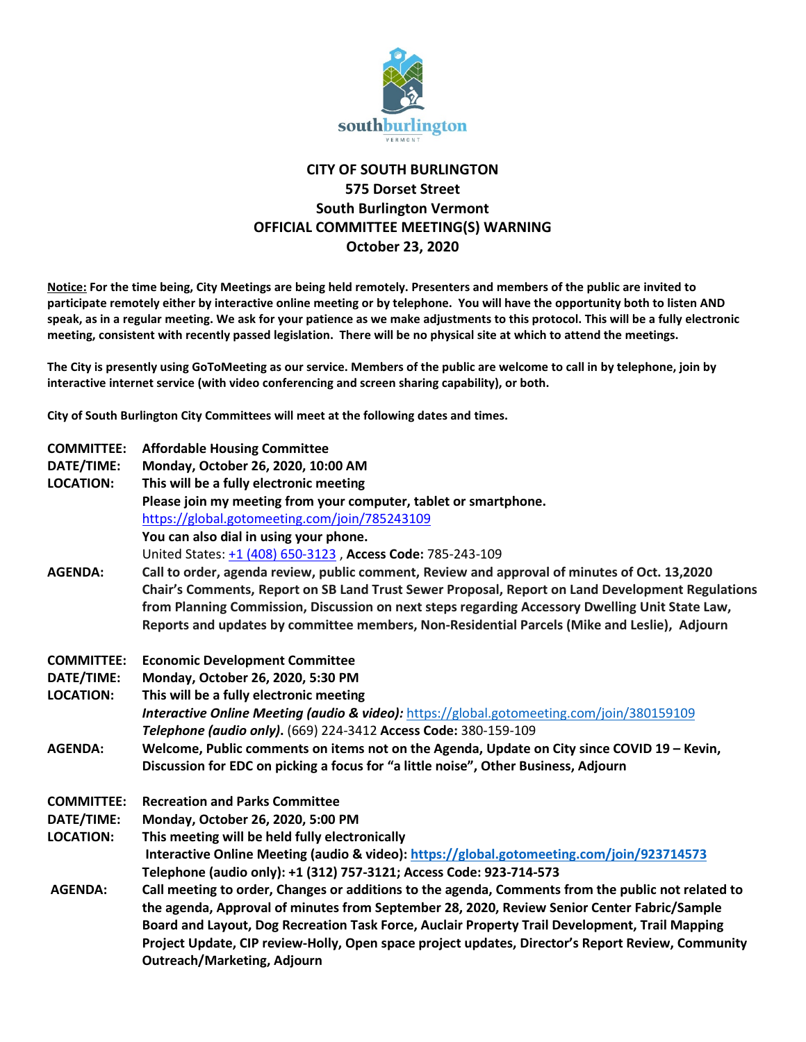southburlington
VERMONT

# CITY OF SOUTH BURLINGTON
## 575 Dorset Street
## South Burlington Vermont
## OFFICIAL COMMITTEE MEETING(S) WARNING
## October 23, 2020

**Notice: For the time being, City Meetings are being held remotely. Presenters and members of the public are invited to participate remotely either by interactive online meeting or by telephone. You will have the opportunity both to listen AND speak, as in a regular meeting. We ask for your patience as we make adjustments to this protocol. This will be a fully electronic meeting, consistent with recently passed legislation. There will be no physical site at which to attend the meetings.**

**The City is presently using GoToMeeting as our service. Members of the public are welcome to call in by telephone, join by interactive internet service (with video conferencing and screen sharing capability), or both.**

**City of South Burlington City Committees will meet at the following dates and times.**

**COMMITTEE:** **Affordable Housing Committee**
**DATE/TIME:** **Monday, October 26, 2020, 10:00 AM**
**LOCATION:** **This will be a fully electronic meeting**
**Please join my meeting from your computer, tablet or smartphone.**
https://global.gotomeeting.com/join/785243109
**You can also dial in using your phone.**
United States: +1 (408) 650-3123 , **Access Code:** 785-243-109
**AGENDA:** **Call to order, agenda review, public comment, Review and approval of minutes of Oct. 13,2020 Chair's Comments, Report on SB Land Trust Sewer Proposal, Report on Land Development Regulations from Planning Commission, Discussion on next steps regarding Accessory Dwelling Unit State Law, Reports and updates by committee members, Non-Residential Parcels (Mike and Leslie), Adjourn**

**COMMITTEE:** **Economic Development Committee**
**DATE/TIME:** **Monday, October 26, 2020, 5:30 PM**
**LOCATION:** **This will be a fully electronic meeting**
***Interactive Online Meeting (audio & video):*** https://global.gotomeeting.com/join/380159109
***Telephone (audio only).*** (669) 224-3412 **Access Code:** 380-159-109
**AGENDA:** **Welcome, Public comments on items not on the Agenda, Update on City since COVID 19 – Kevin, Discussion for EDC on picking a focus for "a little noise", Other Business, Adjourn**

**COMMITTEE:** **Recreation and Parks Committee**
**DATE/TIME:** **Monday, October 26, 2020, 5:00 PM**
**LOCATION:** **This meeting will be held fully electronically**
**Interactive Online Meeting (audio & video): https://global.gotomeeting.com/join/923714573**
**Telephone (audio only): +1 (312) 757-3121; Access Code: 923-714-573**
**AGENDA:** **Call meeting to order, Changes or additions to the agenda, Comments from the public not related to the agenda, Approval of minutes from September 28, 2020, Review Senior Center Fabric/Sample Board and Layout, Dog Recreation Task Force, Auclair Property Trail Development, Trail Mapping Project Update, CIP review-Holly, Open space project updates, Director's Report Review, Community Outreach/Marketing, Adjourn**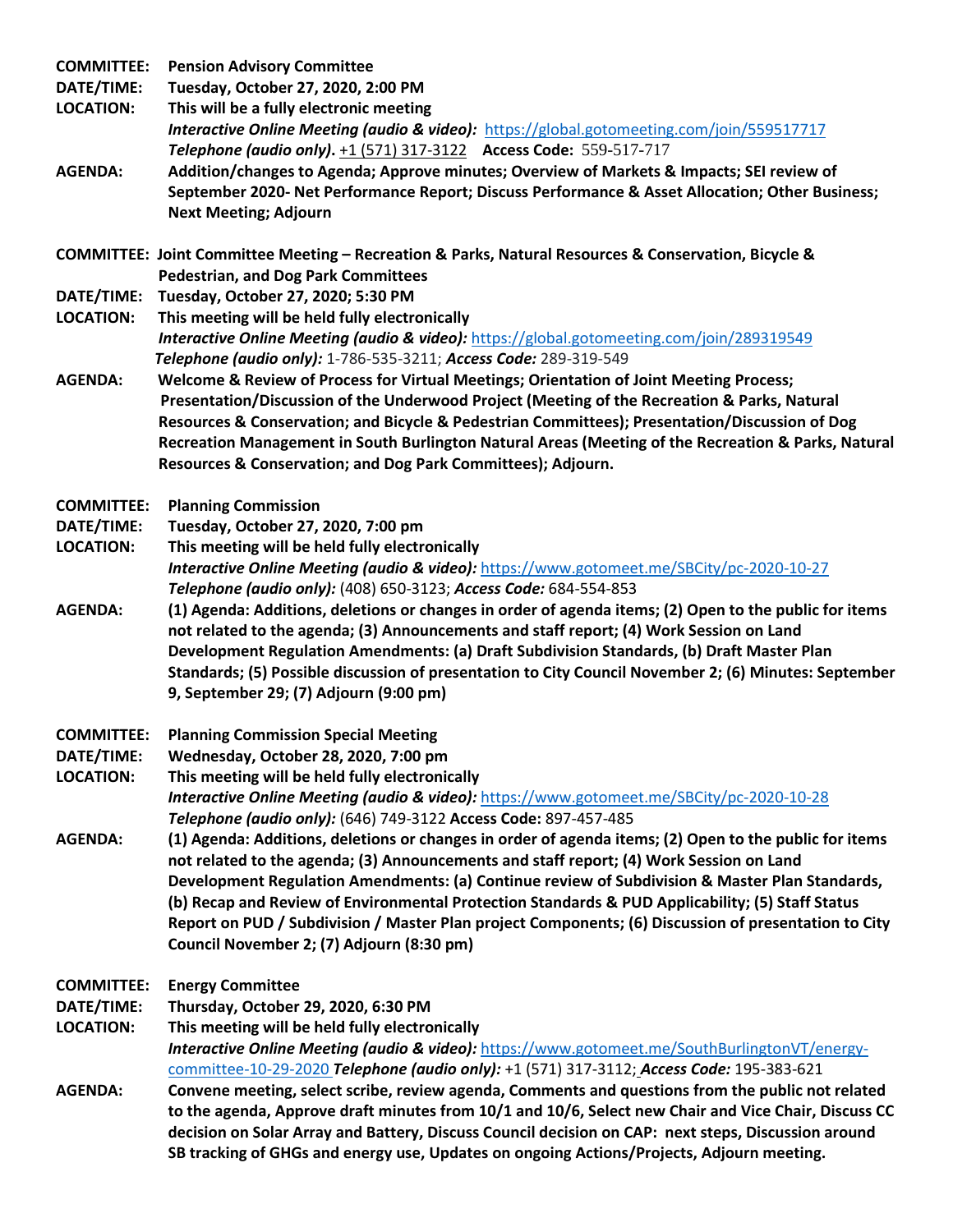**COMMITTEE:** **Pension Advisory Committee**
**DATE/TIME:** **Tuesday, October 27, 2020, 2:00 PM**
**LOCATION:** **This will be a fully electronic meeting**
***Interactive Online Meeting (audio & video):*** https://global.gotomeeting.com/join/559517717
***Telephone (audio only)*.** +1 (571) 317-3122 **Access Code:** 559-517-717
**AGENDA:** **Addition/changes to Agenda; Approve minutes; Overview of Markets & Impacts; SEI review of September 2020- Net Performance Report; Discuss Performance & Asset Allocation; Other Business; Next Meeting; Adjourn**

**COMMITTEE:** **Joint Committee Meeting – Recreation & Parks, Natural Resources & Conservation, Bicycle & Pedestrian, and Dog Park Committees**
**DATE/TIME:** **Tuesday, October 27, 2020; 5:30 PM**
**LOCATION:** **This meeting will be held fully electronically**
***Interactive Online Meeting (audio & video):*** https://global.gotomeeting.com/join/289319549
***Telephone (audio only):*** 1-786-535-3211; ***Access Code:*** 289-319-549
**AGENDA:** **Welcome & Review of Process for Virtual Meetings; Orientation of Joint Meeting Process; Presentation/Discussion of the Underwood Project (Meeting of the Recreation & Parks, Natural Resources & Conservation; and Bicycle & Pedestrian Committees); Presentation/Discussion of Dog Recreation Management in South Burlington Natural Areas (Meeting of the Recreation & Parks, Natural Resources & Conservation; and Dog Park Committees); Adjourn.**

**COMMITTEE:** **Planning Commission**
**DATE/TIME:** **Tuesday, October 27, 2020, 7:00 pm**
**LOCATION:** **This meeting will be held fully electronically**
***Interactive Online Meeting (audio & video):*** https://www.gotomeet.me/SBCity/pc-2020-10-27
***Telephone (audio only):*** (408) 650-3123; ***Access Code:*** 684-554-853
**AGENDA:** **(1) Agenda: Additions, deletions or changes in order of agenda items; (2) Open to the public for items not related to the agenda; (3) Announcements and staff report; (4) Work Session on Land Development Regulation Amendments: (a) Draft Subdivision Standards, (b) Draft Master Plan Standards; (5) Possible discussion of presentation to City Council November 2; (6) Minutes: September 9, September 29; (7) Adjourn (9:00 pm)**

**COMMITTEE:** **Planning Commission Special Meeting**
**DATE/TIME:** **Wednesday, October 28, 2020, 7:00 pm**
**LOCATION:** **This meeting will be held fully electronically**
***Interactive Online Meeting (audio & video):*** https://www.gotomeet.me/SBCity/pc-2020-10-28
***Telephone (audio only):*** (646) 749-3122 **Access Code:** 897-457-485
**AGENDA:** **(1) Agenda: Additions, deletions or changes in order of agenda items; (2) Open to the public for items not related to the agenda; (3) Announcements and staff report; (4) Work Session on Land Development Regulation Amendments: (a) Continue review of Subdivision & Master Plan Standards, (b) Recap and Review of Environmental Protection Standards & PUD Applicability; (5) Staff Status Report on PUD / Subdivision / Master Plan project Components; (6) Discussion of presentation to City Council November 2; (7) Adjourn (8:30 pm)**

**COMMITTEE:** **Energy Committee**
**DATE/TIME:** **Thursday, October 29, 2020, 6:30 PM**
**LOCATION:** **This meeting will be held fully electronically**
***Interactive Online Meeting (audio & video):*** https://www.gotomeet.me/SouthBurlingtonVT/energy-committee-10-29-2020 ***Telephone (audio only):*** +1 (571) 317-3112; ***Access Code:*** 195-383-621
**AGENDA:** **Convene meeting, select scribe, review agenda, Comments and questions from the public not related to the agenda, Approve draft minutes from 10/1 and 10/6, Select new Chair and Vice Chair, Discuss CC decision on Solar Array and Battery, Discuss Council decision on CAP: next steps, Discussion around SB tracking of GHGs and energy use, Updates on ongoing Actions/Projects, Adjourn meeting.**